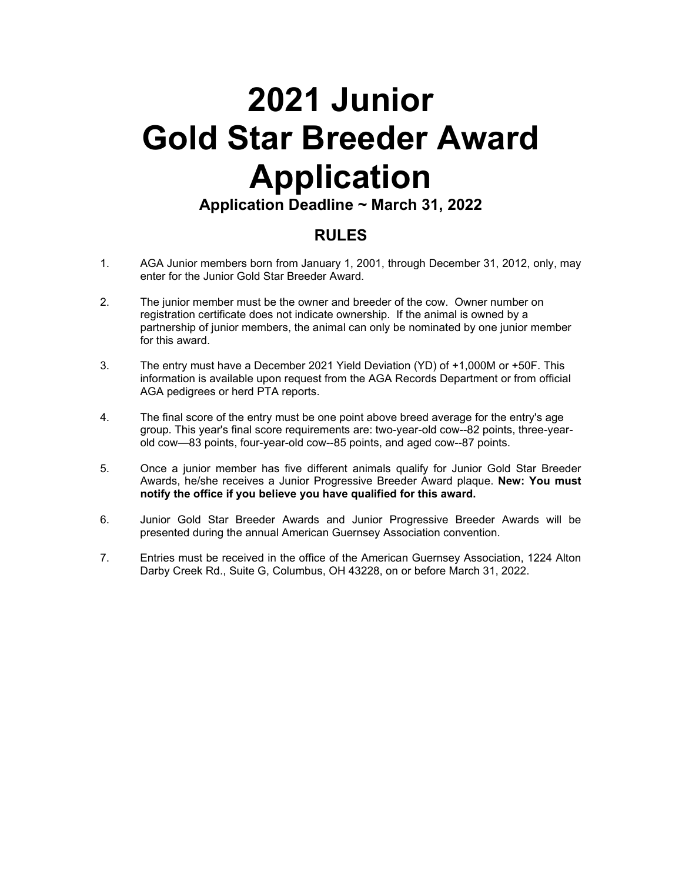# 2021 Junior Gold Star Breeder Award Application

**Application Deadline ~ March 31, 2022**

## RULES

1. AGA Junior members born from January 1, 2001, through December 31, 2012, only, may enter for the Junior Gold Star Breeder Award.

2. The junior member must be the owner and breeder of the cow. Owner number on registration certificate does not indicate ownership. If the animal is owned by a partnership of junior members, the animal can only be nominated by one junior member for this award.

3. The entry must have a December 2021 Yield Deviation (YD) of +1,000M or +50F. This information is available upon request from the AGA Records Department or from official AGA pedigrees or herd PTA reports.

4. The final score of the entry must be one point above breed average for the entry's age group. This year's final score requirements are: two-year-old cow--82 points, three-year-old cow—83 points, four-year-old cow--85 points, and aged cow--87 points.

5. Once a junior member has five different animals qualify for Junior Gold Star Breeder Awards, he/she receives a Junior Progressive Breeder Award plaque. **New: You must notify the office if you believe you have qualified for this award.**

6. Junior Gold Star Breeder Awards and Junior Progressive Breeder Awards will be presented during the annual American Guernsey Association convention.

7. Entries must be received in the office of the American Guernsey Association, 1224 Alton Darby Creek Rd., Suite G, Columbus, OH 43228, on or before March 31, 2022.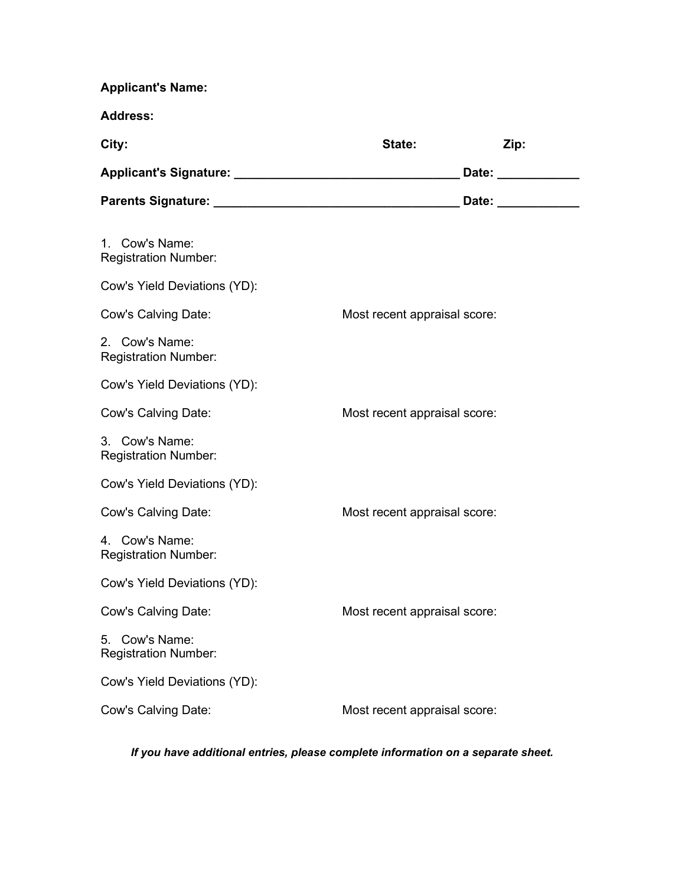**Applicant's Name:**

**Address:**

**City:** **State:** **Zip:**

**Applicant's Signature: ________________________________ Date: ___________**

**Parents Signature: ___________________________________ Date: ___________**

1. Cow's Name:
Registration Number:

Cow's Yield Deviations (YD):

Cow's Calving Date: Most recent appraisal score:

2. Cow's Name:
Registration Number:

Cow's Yield Deviations (YD):

Cow's Calving Date: Most recent appraisal score:

3. Cow's Name:
Registration Number:

Cow's Yield Deviations (YD):

Cow's Calving Date: Most recent appraisal score:

4. Cow's Name:
Registration Number:

Cow's Yield Deviations (YD):

Cow's Calving Date: Most recent appraisal score:

5. Cow's Name:
Registration Number:

Cow's Yield Deviations (YD):

Cow's Calving Date: Most recent appraisal score:

***If you have additional entries, please complete information on a separate sheet.***